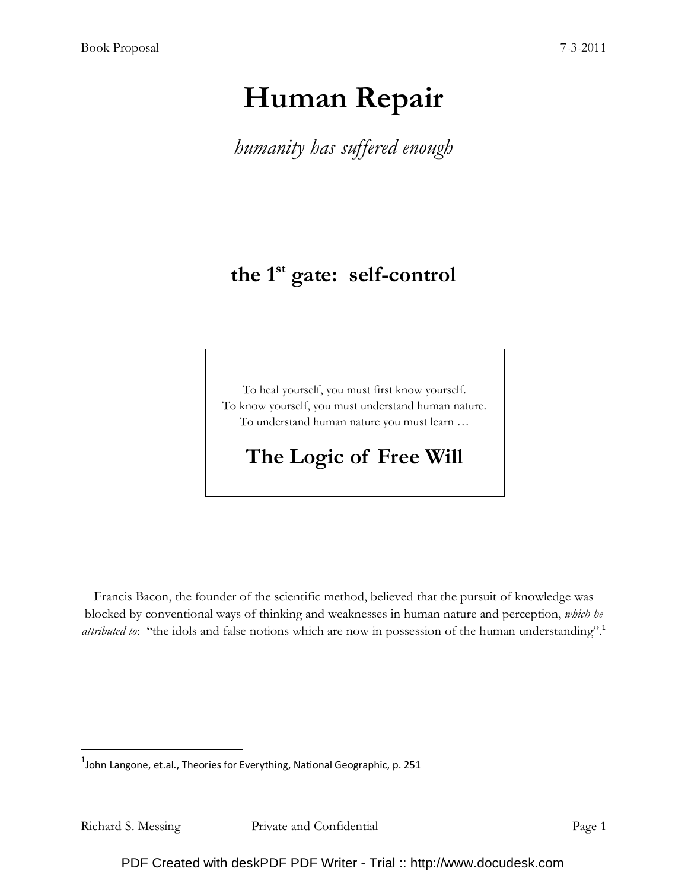# Human Repair

*humanity has suffered enough*

## the 1st gate: self-control

> To heal yourself, you must first know yourself.
> To know yourself, you must understand human nature.
> To understand human nature you must learn …
>
> **The Logic of Free Will**

Francis Bacon, the founder of the scientific method, believed that the pursuit of knowledge was blocked by conventional ways of thinking and weaknesses in human nature and perception, *which he attributed to*: "the idols and false notions which are now in possession of the human understanding".[1]

---

[1] John Langone, et.al., Theories for Everything, National Geographic, p. 251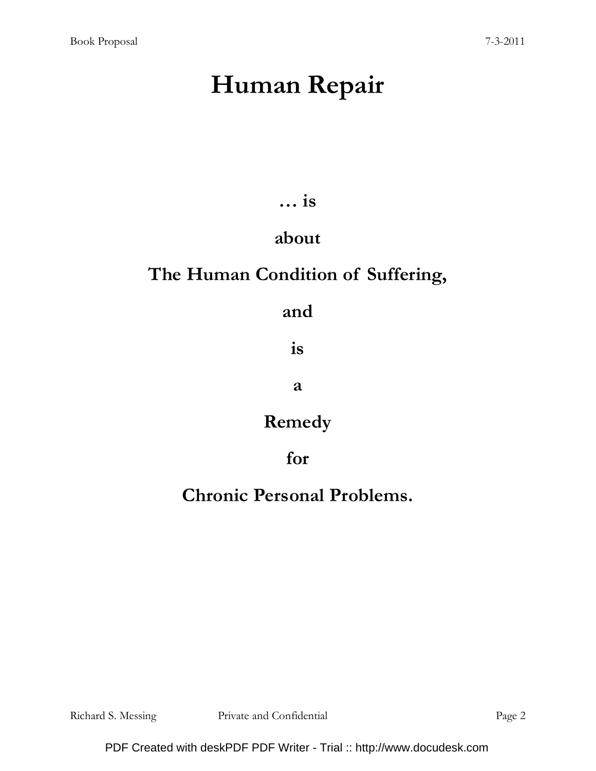# Human Repair

**… is**

**about**

**The Human Condition of Suffering,**

**and**

**is**

**a**

**Remedy**

**for**

**Chronic Personal Problems.**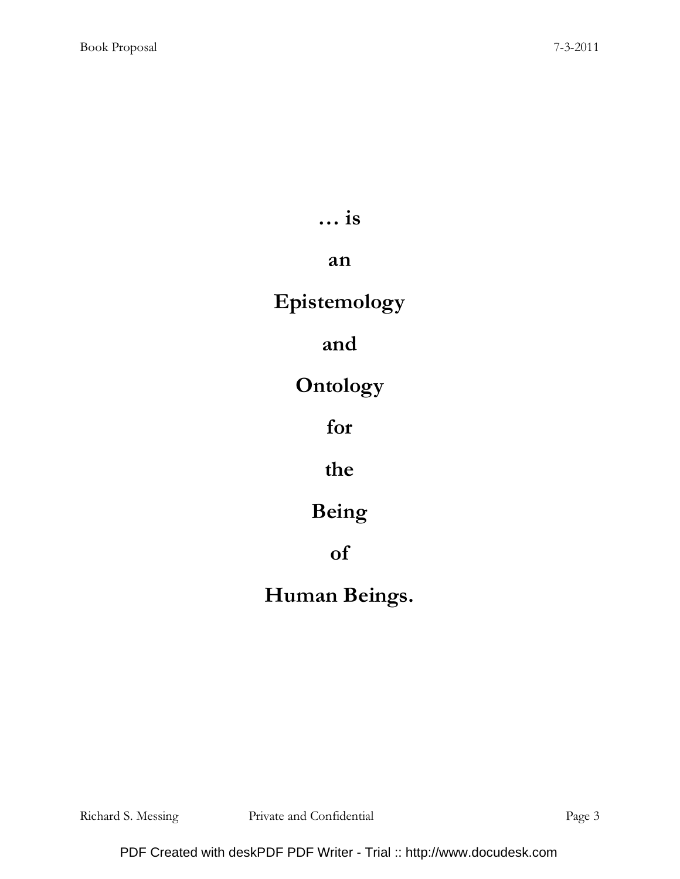**… is**

**an**

**Epistemology**

**and**

**Ontology**

**for**

**the**

**Being**

**of**

**Human Beings.**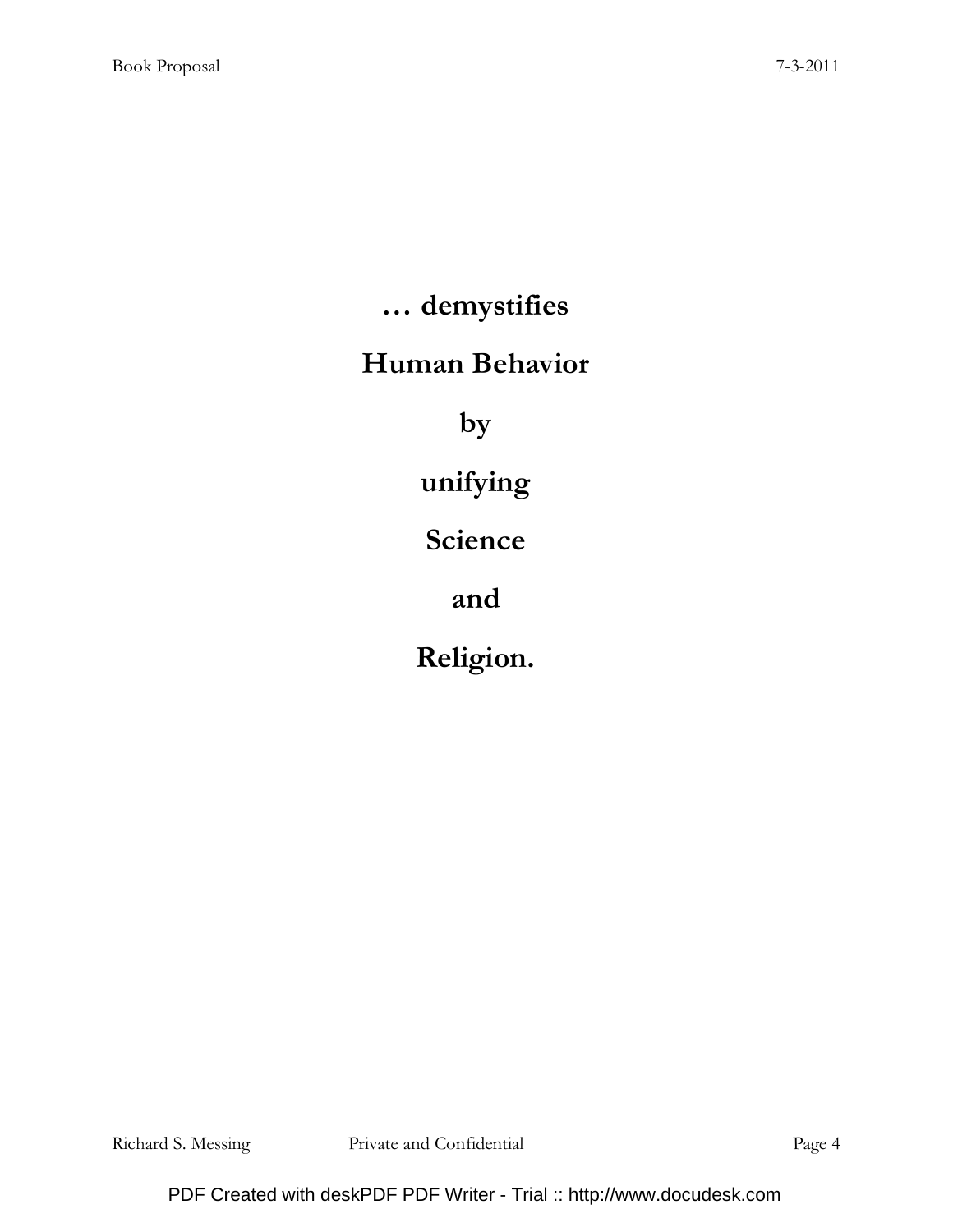**… demystifies**

**Human Behavior**

**by**

**unifying**

**Science**

**and**

**Religion.**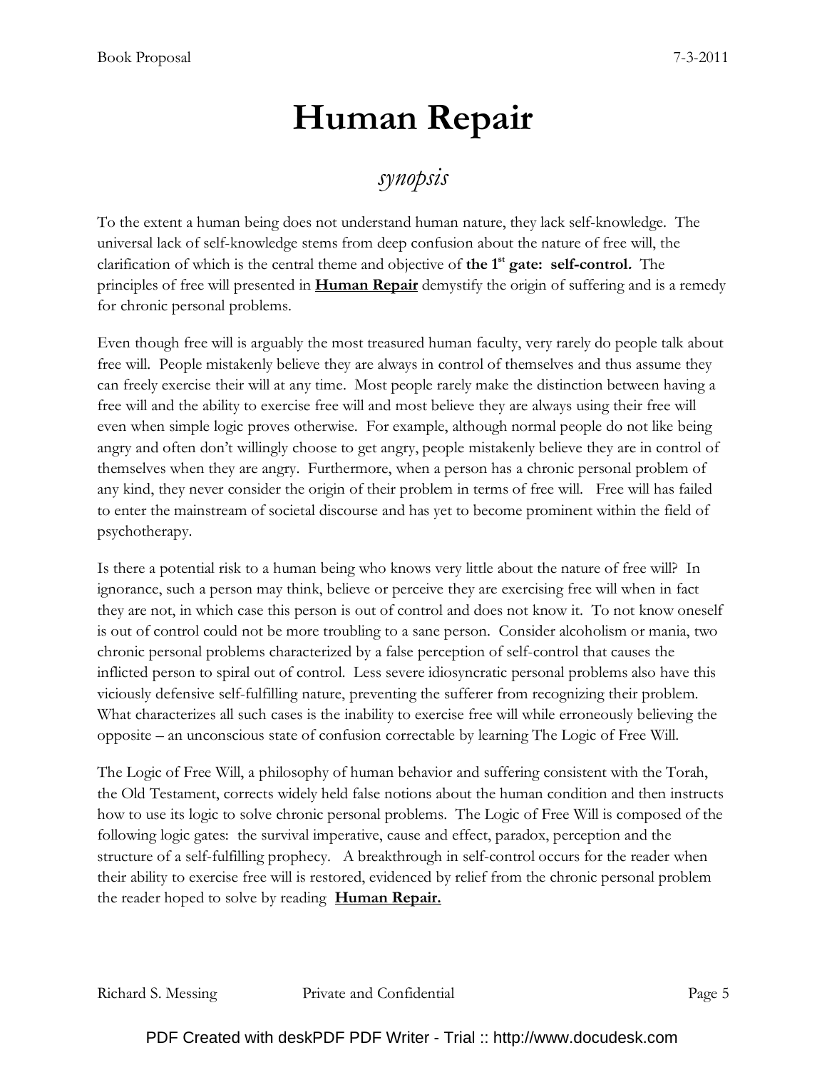# Human Repair

## *synopsis*

To the extent a human being does not understand human nature, they lack self-knowledge. The universal lack of self-knowledge stems from deep confusion about the nature of free will, the clarification of which is the central theme and objective of **the 1st gate: self-control.** The principles of free will presented in **Human Repair** demystify the origin of suffering and is a remedy for chronic personal problems.

Even though free will is arguably the most treasured human faculty, very rarely do people talk about free will. People mistakenly believe they are always in control of themselves and thus assume they can freely exercise their will at any time. Most people rarely make the distinction between having a free will and the ability to exercise free will and most believe they are always using their free will even when simple logic proves otherwise. For example, although normal people do not like being angry and often don't willingly choose to get angry, people mistakenly believe they are in control of themselves when they are angry. Furthermore, when a person has a chronic personal problem of any kind, they never consider the origin of their problem in terms of free will. Free will has failed to enter the mainstream of societal discourse and has yet to become prominent within the field of psychotherapy.

Is there a potential risk to a human being who knows very little about the nature of free will? In ignorance, such a person may think, believe or perceive they are exercising free will when in fact they are not, in which case this person is out of control and does not know it. To not know oneself is out of control could not be more troubling to a sane person. Consider alcoholism or mania, two chronic personal problems characterized by a false perception of self-control that causes the inflicted person to spiral out of control. Less severe idiosyncratic personal problems also have this viciously defensive self-fulfilling nature, preventing the sufferer from recognizing their problem. What characterizes all such cases is the inability to exercise free will while erroneously believing the opposite – an unconscious state of confusion correctable by learning The Logic of Free Will.

The Logic of Free Will, a philosophy of human behavior and suffering consistent with the Torah, the Old Testament, corrects widely held false notions about the human condition and then instructs how to use its logic to solve chronic personal problems. The Logic of Free Will is composed of the following logic gates: the survival imperative, cause and effect, paradox, perception and the structure of a self-fulfilling prophecy. A breakthrough in self-control occurs for the reader when their ability to exercise free will is restored, evidenced by relief from the chronic personal problem the reader hoped to solve by reading **Human Repair.**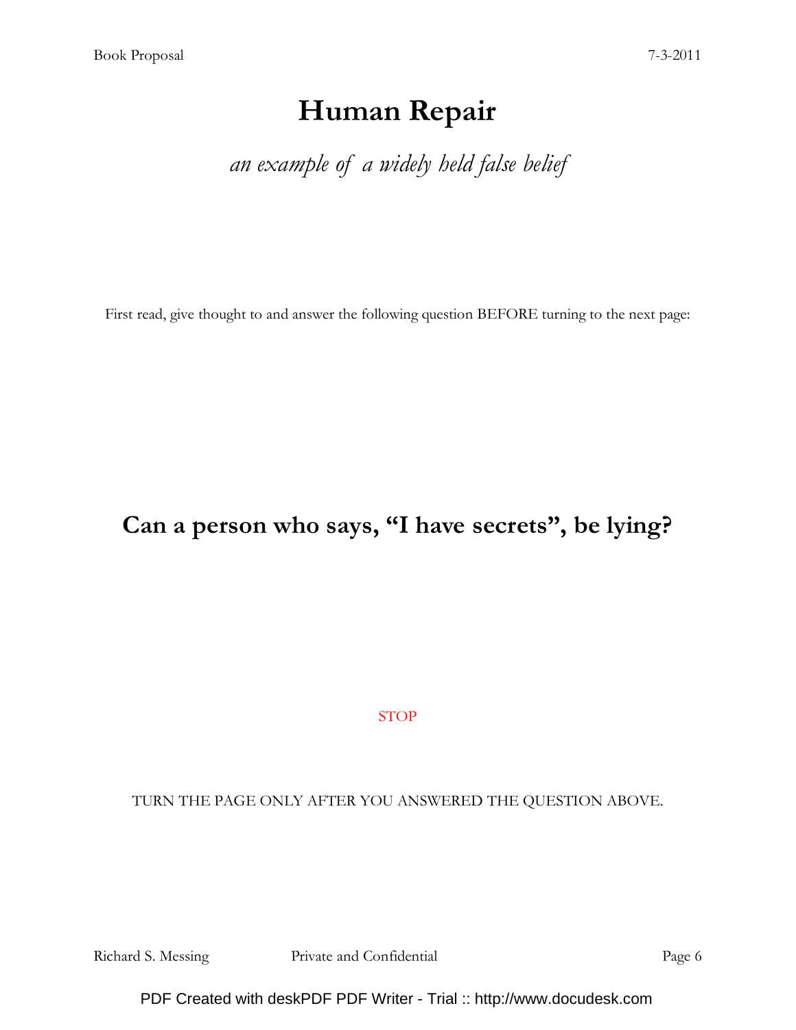# Human Repair

*an example of a widely held false belief*

First read, give thought to and answer the following question BEFORE turning to the next page:

## Can a person who says, "I have secrets", be lying?

STOP

TURN THE PAGE ONLY AFTER YOU ANSWERED THE QUESTION ABOVE.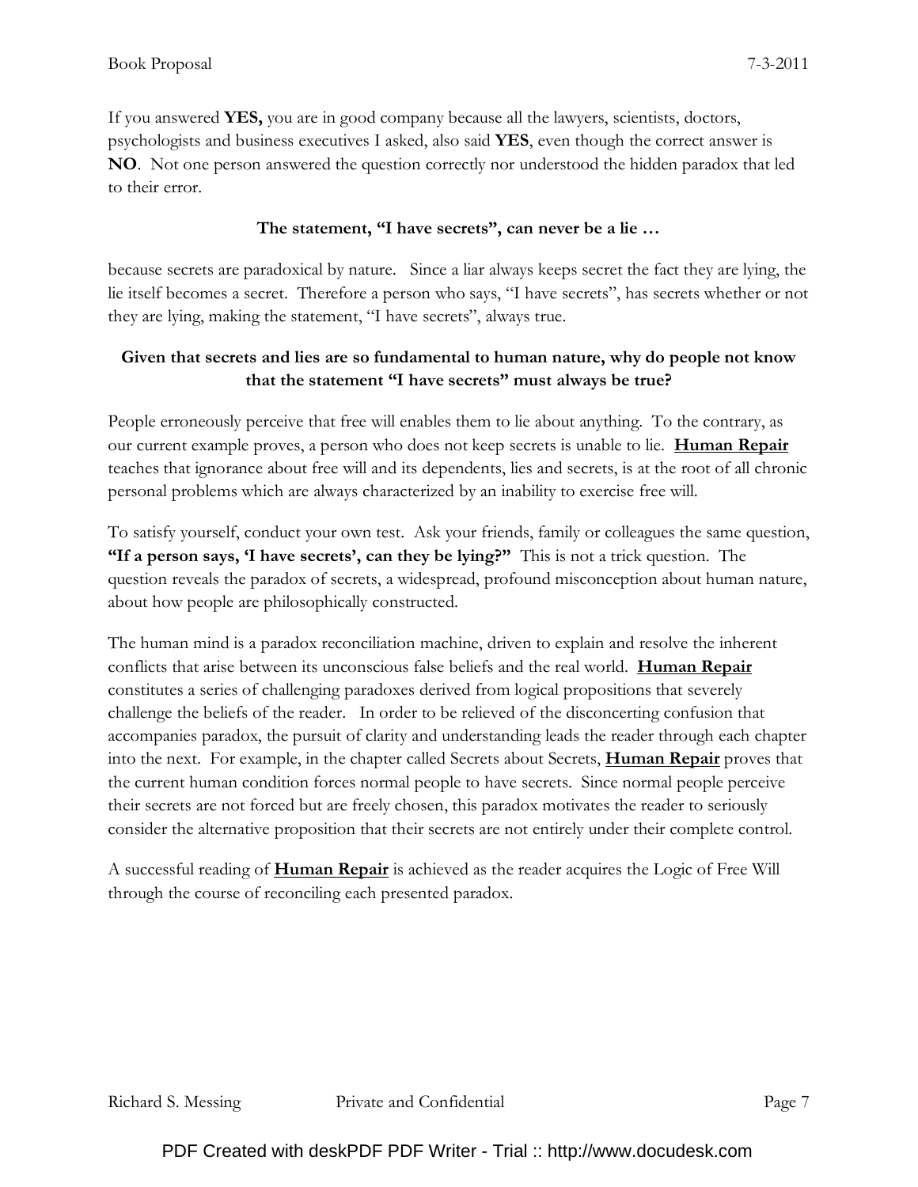If you answered **YES,** you are in good company because all the lawyers, scientists, doctors, psychologists and business executives I asked, also said **YES**, even though the correct answer is **NO**. Not one person answered the question correctly nor understood the hidden paradox that led to their error.

**The statement, "I have secrets", can never be a lie …**

because secrets are paradoxical by nature. Since a liar always keeps secret the fact they are lying, the lie itself becomes a secret. Therefore a person who says, "I have secrets", has secrets whether or not they are lying, making the statement, "I have secrets", always true.

**Given that secrets and lies are so fundamental to human nature, why do people not know that the statement "I have secrets" must always be true?**

People erroneously perceive that free will enables them to lie about anything. To the contrary, as our current example proves, a person who does not keep secrets is unable to lie. **Human Repair** teaches that ignorance about free will and its dependents, lies and secrets, is at the root of all chronic personal problems which are always characterized by an inability to exercise free will.

To satisfy yourself, conduct your own test. Ask your friends, family or colleagues the same question, **"If a person says, 'I have secrets', can they be lying?"** This is not a trick question. The question reveals the paradox of secrets, a widespread, profound misconception about human nature, about how people are philosophically constructed.

The human mind is a paradox reconciliation machine, driven to explain and resolve the inherent conflicts that arise between its unconscious false beliefs and the real world. **Human Repair** constitutes a series of challenging paradoxes derived from logical propositions that severely challenge the beliefs of the reader. In order to be relieved of the disconcerting confusion that accompanies paradox, the pursuit of clarity and understanding leads the reader through each chapter into the next. For example, in the chapter called Secrets about Secrets, **Human Repair** proves that the current human condition forces normal people to have secrets. Since normal people perceive their secrets are not forced but are freely chosen, this paradox motivates the reader to seriously consider the alternative proposition that their secrets are not entirely under their complete control.

A successful reading of **Human Repair** is achieved as the reader acquires the Logic of Free Will through the course of reconciling each presented paradox.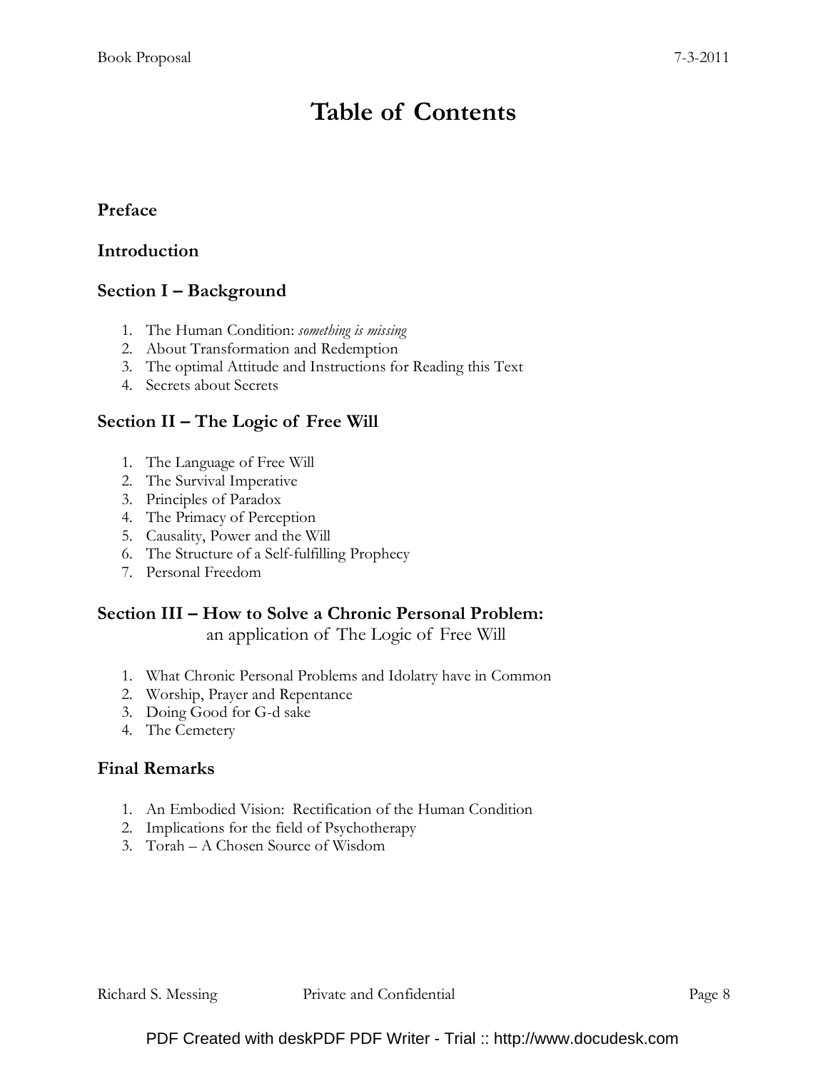# Table of Contents

## Preface

## Introduction

## Section I – Background

1. The Human Condition: *something is missing*
2. About Transformation and Redemption
3. The optimal Attitude and Instructions for Reading this Text
4. Secrets about Secrets

## Section II – The Logic of Free Will

1. The Language of Free Will
2. The Survival Imperative
3. Principles of Paradox
4. The Primacy of Perception
5. Causality, Power and the Will
6. The Structure of a Self-fulfilling Prophecy
7. Personal Freedom

## Section III – How to Solve a Chronic Personal Problem:

an application of The Logic of Free Will

1. What Chronic Personal Problems and Idolatry have in Common
2. Worship, Prayer and Repentance
3. Doing Good for G-d sake
4. The Cemetery

## Final Remarks

1. An Embodied Vision: Rectification of the Human Condition
2. Implications for the field of Psychotherapy
3. Torah – A Chosen Source of Wisdom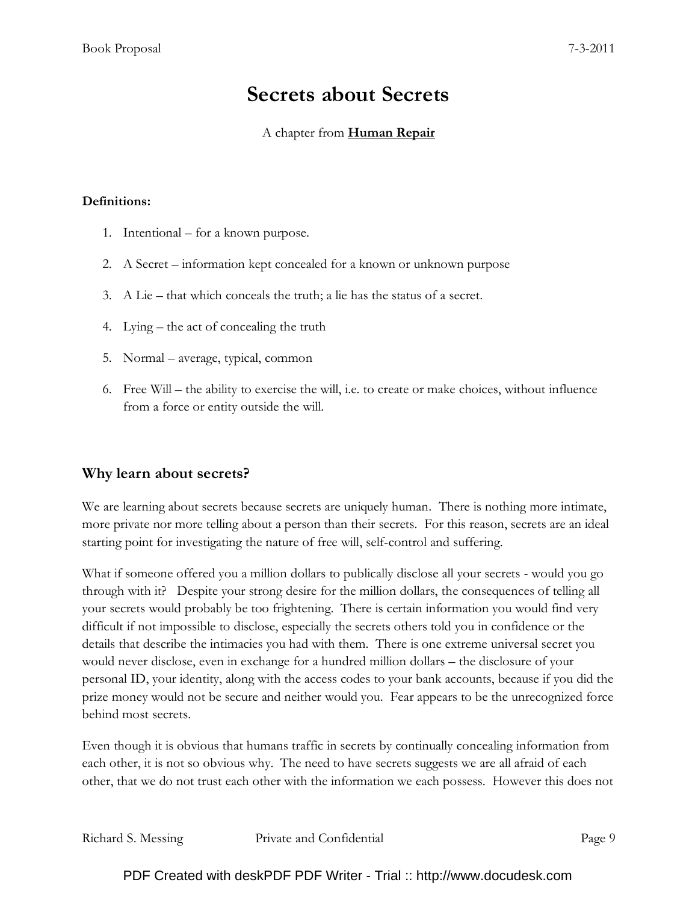# Secrets about Secrets

A chapter from **Human Repair**

**Definitions:**

1. Intentional – for a known purpose.
2. A Secret – information kept concealed for a known or unknown purpose
3. A Lie – that which conceals the truth; a lie has the status of a secret.
4. Lying – the act of concealing the truth
5. Normal – average, typical, common
6. Free Will – the ability to exercise the will, i.e. to create or make choices, without influence from a force or entity outside the will.

## Why learn about secrets?

We are learning about secrets because secrets are uniquely human. There is nothing more intimate, more private nor more telling about a person than their secrets. For this reason, secrets are an ideal starting point for investigating the nature of free will, self-control and suffering.

What if someone offered you a million dollars to publically disclose all your secrets - would you go through with it? Despite your strong desire for the million dollars, the consequences of telling all your secrets would probably be too frightening. There is certain information you would find very difficult if not impossible to disclose, especially the secrets others told you in confidence or the details that describe the intimacies you had with them. There is one extreme universal secret you would never disclose, even in exchange for a hundred million dollars – the disclosure of your personal ID, your identity, along with the access codes to your bank accounts, because if you did the prize money would not be secure and neither would you. Fear appears to be the unrecognized force behind most secrets.

Even though it is obvious that humans traffic in secrets by continually concealing information from each other, it is not so obvious why. The need to have secrets suggests we are all afraid of each other, that we do not trust each other with the information we each possess. However this does not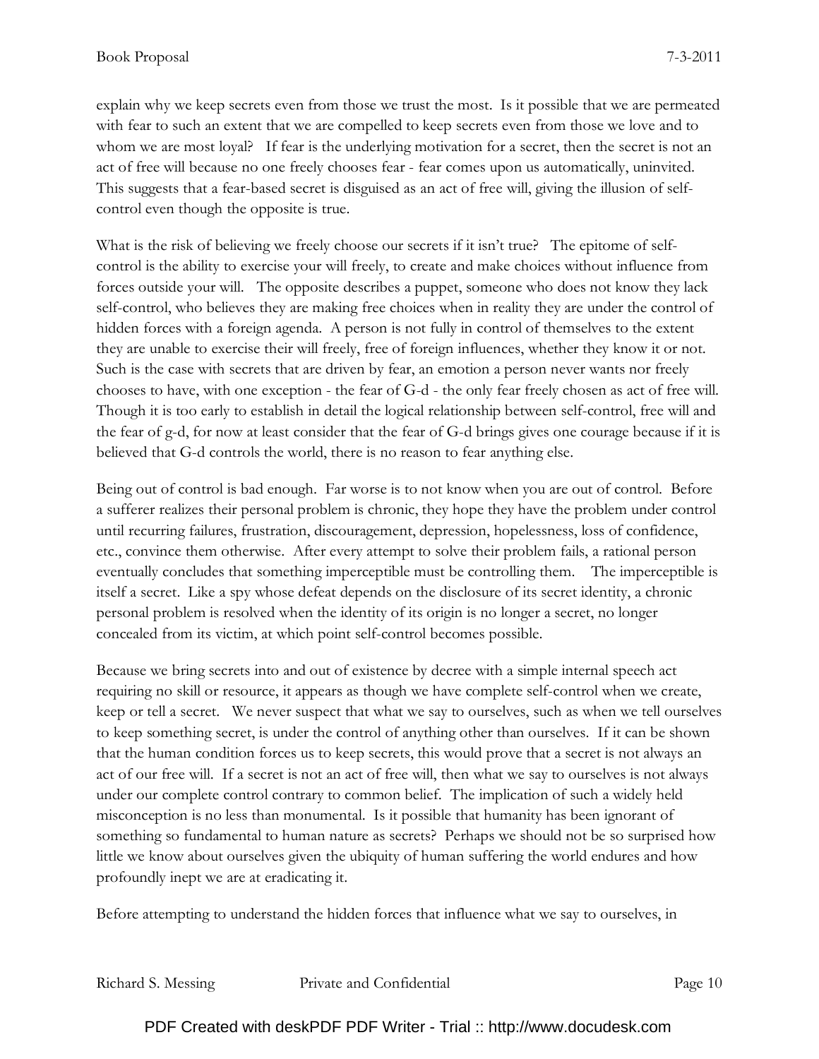explain why we keep secrets even from those we trust the most. Is it possible that we are permeated with fear to such an extent that we are compelled to keep secrets even from those we love and to whom we are most loyal? If fear is the underlying motivation for a secret, then the secret is not an act of free will because no one freely chooses fear - fear comes upon us automatically, uninvited. This suggests that a fear-based secret is disguised as an act of free will, giving the illusion of self-control even though the opposite is true.

What is the risk of believing we freely choose our secrets if it isn't true? The epitome of self-control is the ability to exercise your will freely, to create and make choices without influence from forces outside your will. The opposite describes a puppet, someone who does not know they lack self-control, who believes they are making free choices when in reality they are under the control of hidden forces with a foreign agenda. A person is not fully in control of themselves to the extent they are unable to exercise their will freely, free of foreign influences, whether they know it or not. Such is the case with secrets that are driven by fear, an emotion a person never wants nor freely chooses to have, with one exception - the fear of G-d - the only fear freely chosen as act of free will. Though it is too early to establish in detail the logical relationship between self-control, free will and the fear of g-d, for now at least consider that the fear of G-d brings gives one courage because if it is believed that G-d controls the world, there is no reason to fear anything else.

Being out of control is bad enough. Far worse is to not know when you are out of control. Before a sufferer realizes their personal problem is chronic, they hope they have the problem under control until recurring failures, frustration, discouragement, depression, hopelessness, loss of confidence, etc., convince them otherwise. After every attempt to solve their problem fails, a rational person eventually concludes that something imperceptible must be controlling them. The imperceptible is itself a secret. Like a spy whose defeat depends on the disclosure of its secret identity, a chronic personal problem is resolved when the identity of its origin is no longer a secret, no longer concealed from its victim, at which point self-control becomes possible.

Because we bring secrets into and out of existence by decree with a simple internal speech act requiring no skill or resource, it appears as though we have complete self-control when we create, keep or tell a secret. We never suspect that what we say to ourselves, such as when we tell ourselves to keep something secret, is under the control of anything other than ourselves. If it can be shown that the human condition forces us to keep secrets, this would prove that a secret is not always an act of our free will. If a secret is not an act of free will, then what we say to ourselves is not always under our complete control contrary to common belief. The implication of such a widely held misconception is no less than monumental. Is it possible that humanity has been ignorant of something so fundamental to human nature as secrets? Perhaps we should not be so surprised how little we know about ourselves given the ubiquity of human suffering the world endures and how profoundly inept we are at eradicating it.

Before attempting to understand the hidden forces that influence what we say to ourselves, in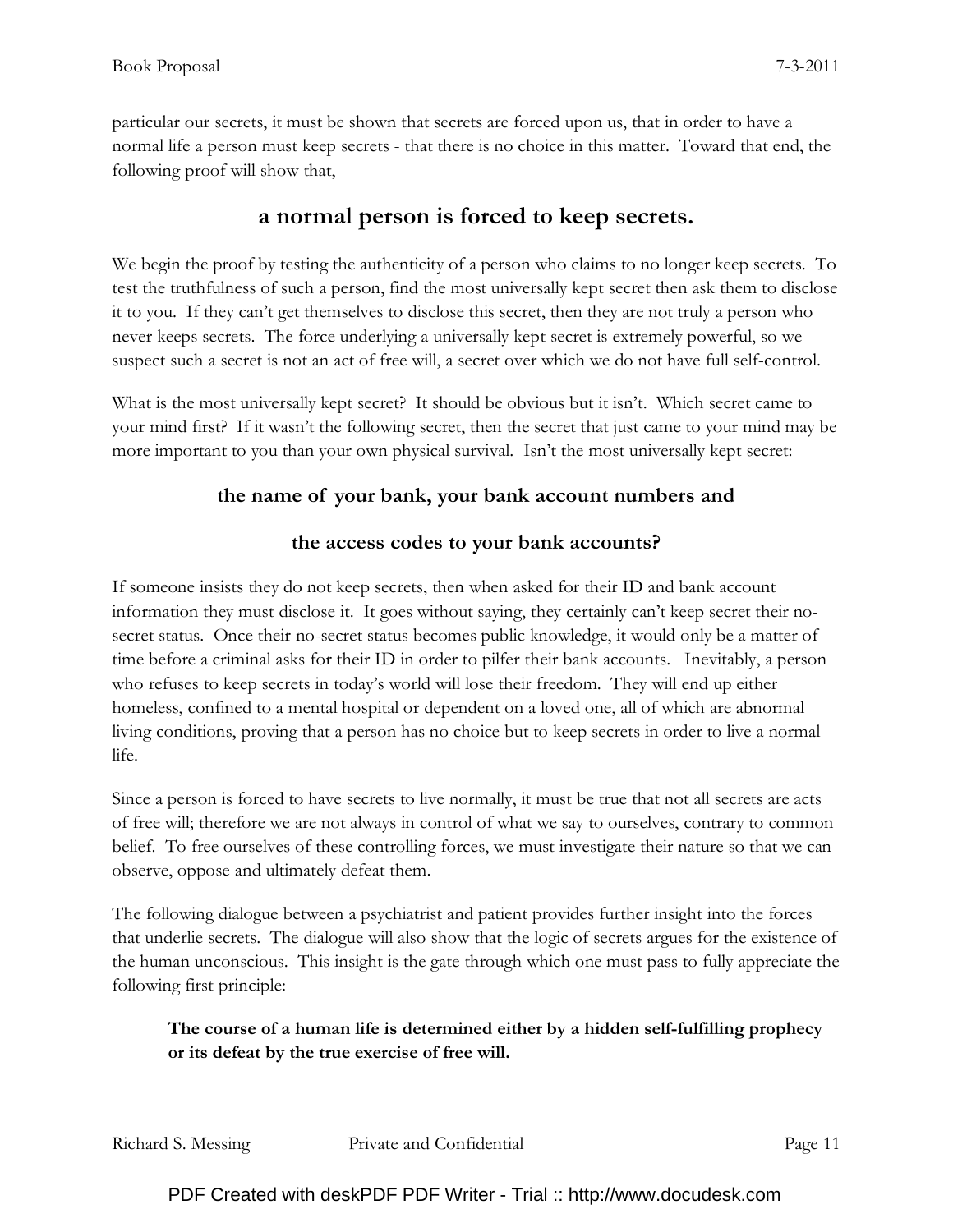particular our secrets, it must be shown that secrets are forced upon us, that in order to have a normal life a person must keep secrets - that there is no choice in this matter. Toward that end, the following proof will show that,

## a normal person is forced to keep secrets.

We begin the proof by testing the authenticity of a person who claims to no longer keep secrets. To test the truthfulness of such a person, find the most universally kept secret then ask them to disclose it to you. If they can't get themselves to disclose this secret, then they are not truly a person who never keeps secrets. The force underlying a universally kept secret is extremely powerful, so we suspect such a secret is not an act of free will, a secret over which we do not have full self-control.

What is the most universally kept secret? It should be obvious but it isn't. Which secret came to your mind first? If it wasn't the following secret, then the secret that just came to your mind may be more important to you than your own physical survival. Isn't the most universally kept secret:

**the name of your bank, your bank account numbers and**

**the access codes to your bank accounts?**

If someone insists they do not keep secrets, then when asked for their ID and bank account information they must disclose it. It goes without saying, they certainly can't keep secret their no-secret status. Once their no-secret status becomes public knowledge, it would only be a matter of time before a criminal asks for their ID in order to pilfer their bank accounts. Inevitably, a person who refuses to keep secrets in today's world will lose their freedom. They will end up either homeless, confined to a mental hospital or dependent on a loved one, all of which are abnormal living conditions, proving that a person has no choice but to keep secrets in order to live a normal life.

Since a person is forced to have secrets to live normally, it must be true that not all secrets are acts of free will; therefore we are not always in control of what we say to ourselves, contrary to common belief. To free ourselves of these controlling forces, we must investigate their nature so that we can observe, oppose and ultimately defeat them.

The following dialogue between a psychiatrist and patient provides further insight into the forces that underlie secrets. The dialogue will also show that the logic of secrets argues for the existence of the human unconscious. This insight is the gate through which one must pass to fully appreciate the following first principle:

> **The course of a human life is determined either by a hidden self-fulfilling prophecy or its defeat by the true exercise of free will.**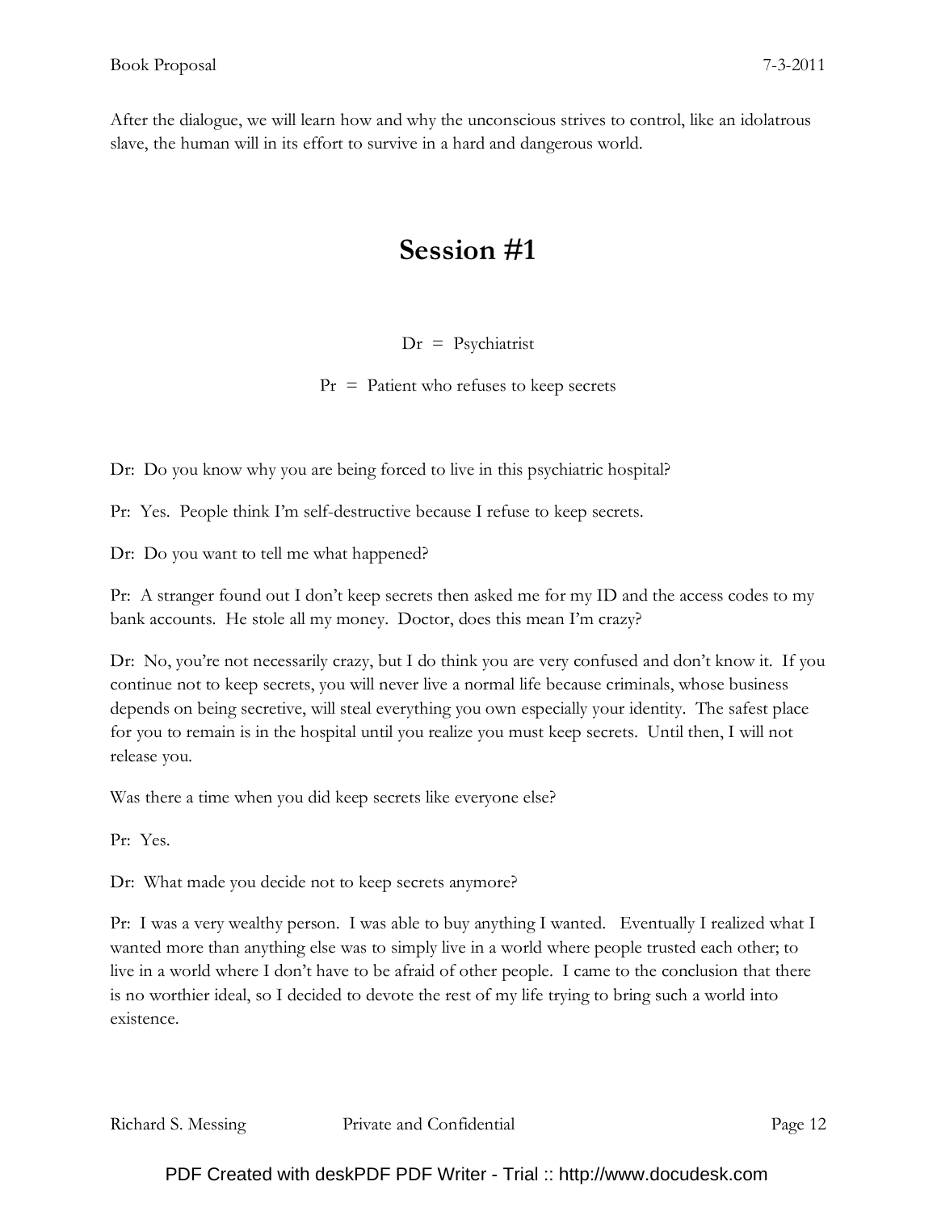After the dialogue, we will learn how and why the unconscious strives to control, like an idolatrous slave, the human will in its effort to survive in a hard and dangerous world.

## Session #1

Dr = Psychiatrist

Pr = Patient who refuses to keep secrets

Dr: Do you know why you are being forced to live in this psychiatric hospital?

Pr: Yes. People think I'm self-destructive because I refuse to keep secrets.

Dr: Do you want to tell me what happened?

Pr: A stranger found out I don't keep secrets then asked me for my ID and the access codes to my bank accounts. He stole all my money. Doctor, does this mean I'm crazy?

Dr: No, you're not necessarily crazy, but I do think you are very confused and don't know it. If you continue not to keep secrets, you will never live a normal life because criminals, whose business depends on being secretive, will steal everything you own especially your identity. The safest place for you to remain is in the hospital until you realize you must keep secrets. Until then, I will not release you.

Was there a time when you did keep secrets like everyone else?

Pr: Yes.

Dr: What made you decide not to keep secrets anymore?

Pr: I was a very wealthy person. I was able to buy anything I wanted. Eventually I realized what I wanted more than anything else was to simply live in a world where people trusted each other; to live in a world where I don't have to be afraid of other people. I came to the conclusion that there is no worthier ideal, so I decided to devote the rest of my life trying to bring such a world into existence.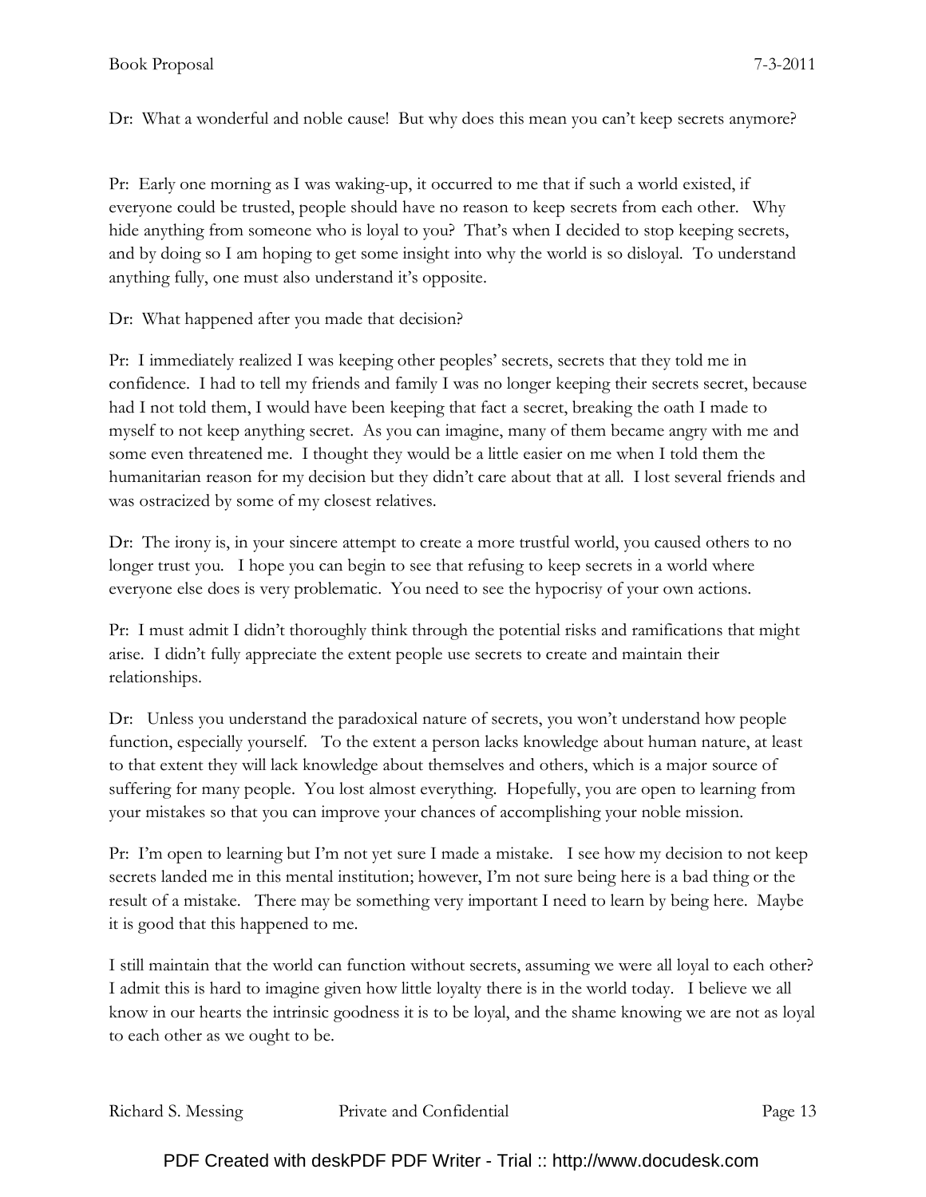Dr: What a wonderful and noble cause! But why does this mean you can't keep secrets anymore?

Pr: Early one morning as I was waking-up, it occurred to me that if such a world existed, if everyone could be trusted, people should have no reason to keep secrets from each other. Why hide anything from someone who is loyal to you? That's when I decided to stop keeping secrets, and by doing so I am hoping to get some insight into why the world is so disloyal. To understand anything fully, one must also understand it's opposite.

Dr: What happened after you made that decision?

Pr: I immediately realized I was keeping other peoples' secrets, secrets that they told me in confidence. I had to tell my friends and family I was no longer keeping their secrets secret, because had I not told them, I would have been keeping that fact a secret, breaking the oath I made to myself to not keep anything secret. As you can imagine, many of them became angry with me and some even threatened me. I thought they would be a little easier on me when I told them the humanitarian reason for my decision but they didn't care about that at all. I lost several friends and was ostracized by some of my closest relatives.

Dr: The irony is, in your sincere attempt to create a more trustful world, you caused others to no longer trust you. I hope you can begin to see that refusing to keep secrets in a world where everyone else does is very problematic. You need to see the hypocrisy of your own actions.

Pr: I must admit I didn't thoroughly think through the potential risks and ramifications that might arise. I didn't fully appreciate the extent people use secrets to create and maintain their relationships.

Dr: Unless you understand the paradoxical nature of secrets, you won't understand how people function, especially yourself. To the extent a person lacks knowledge about human nature, at least to that extent they will lack knowledge about themselves and others, which is a major source of suffering for many people. You lost almost everything. Hopefully, you are open to learning from your mistakes so that you can improve your chances of accomplishing your noble mission.

Pr: I'm open to learning but I'm not yet sure I made a mistake. I see how my decision to not keep secrets landed me in this mental institution; however, I'm not sure being here is a bad thing or the result of a mistake. There may be something very important I need to learn by being here. Maybe it is good that this happened to me.

I still maintain that the world can function without secrets, assuming we were all loyal to each other? I admit this is hard to imagine given how little loyalty there is in the world today. I believe we all know in our hearts the intrinsic goodness it is to be loyal, and the shame knowing we are not as loyal to each other as we ought to be.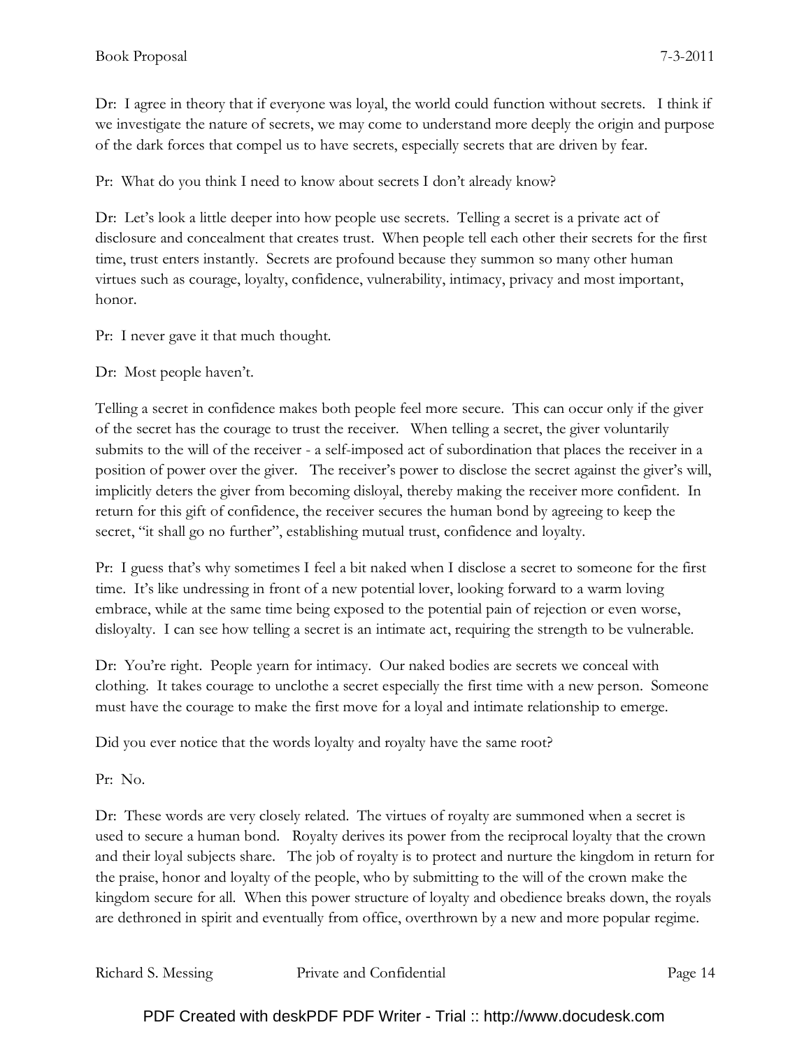Dr: I agree in theory that if everyone was loyal, the world could function without secrets. I think if we investigate the nature of secrets, we may come to understand more deeply the origin and purpose of the dark forces that compel us to have secrets, especially secrets that are driven by fear.

Pr: What do you think I need to know about secrets I don't already know?

Dr: Let's look a little deeper into how people use secrets. Telling a secret is a private act of disclosure and concealment that creates trust. When people tell each other their secrets for the first time, trust enters instantly. Secrets are profound because they summon so many other human virtues such as courage, loyalty, confidence, vulnerability, intimacy, privacy and most important, honor.

Pr: I never gave it that much thought.

Dr: Most people haven't.

Telling a secret in confidence makes both people feel more secure. This can occur only if the giver of the secret has the courage to trust the receiver. When telling a secret, the giver voluntarily submits to the will of the receiver - a self-imposed act of subordination that places the receiver in a position of power over the giver. The receiver's power to disclose the secret against the giver's will, implicitly deters the giver from becoming disloyal, thereby making the receiver more confident. In return for this gift of confidence, the receiver secures the human bond by agreeing to keep the secret, "it shall go no further", establishing mutual trust, confidence and loyalty.

Pr: I guess that's why sometimes I feel a bit naked when I disclose a secret to someone for the first time. It's like undressing in front of a new potential lover, looking forward to a warm loving embrace, while at the same time being exposed to the potential pain of rejection or even worse, disloyalty. I can see how telling a secret is an intimate act, requiring the strength to be vulnerable.

Dr: You're right. People yearn for intimacy. Our naked bodies are secrets we conceal with clothing. It takes courage to unclothe a secret especially the first time with a new person. Someone must have the courage to make the first move for a loyal and intimate relationship to emerge.

Did you ever notice that the words loyalty and royalty have the same root?

Pr: No.

Dr: These words are very closely related. The virtues of royalty are summoned when a secret is used to secure a human bond. Royalty derives its power from the reciprocal loyalty that the crown and their loyal subjects share. The job of royalty is to protect and nurture the kingdom in return for the praise, honor and loyalty of the people, who by submitting to the will of the crown make the kingdom secure for all. When this power structure of loyalty and obedience breaks down, the royals are dethroned in spirit and eventually from office, overthrown by a new and more popular regime.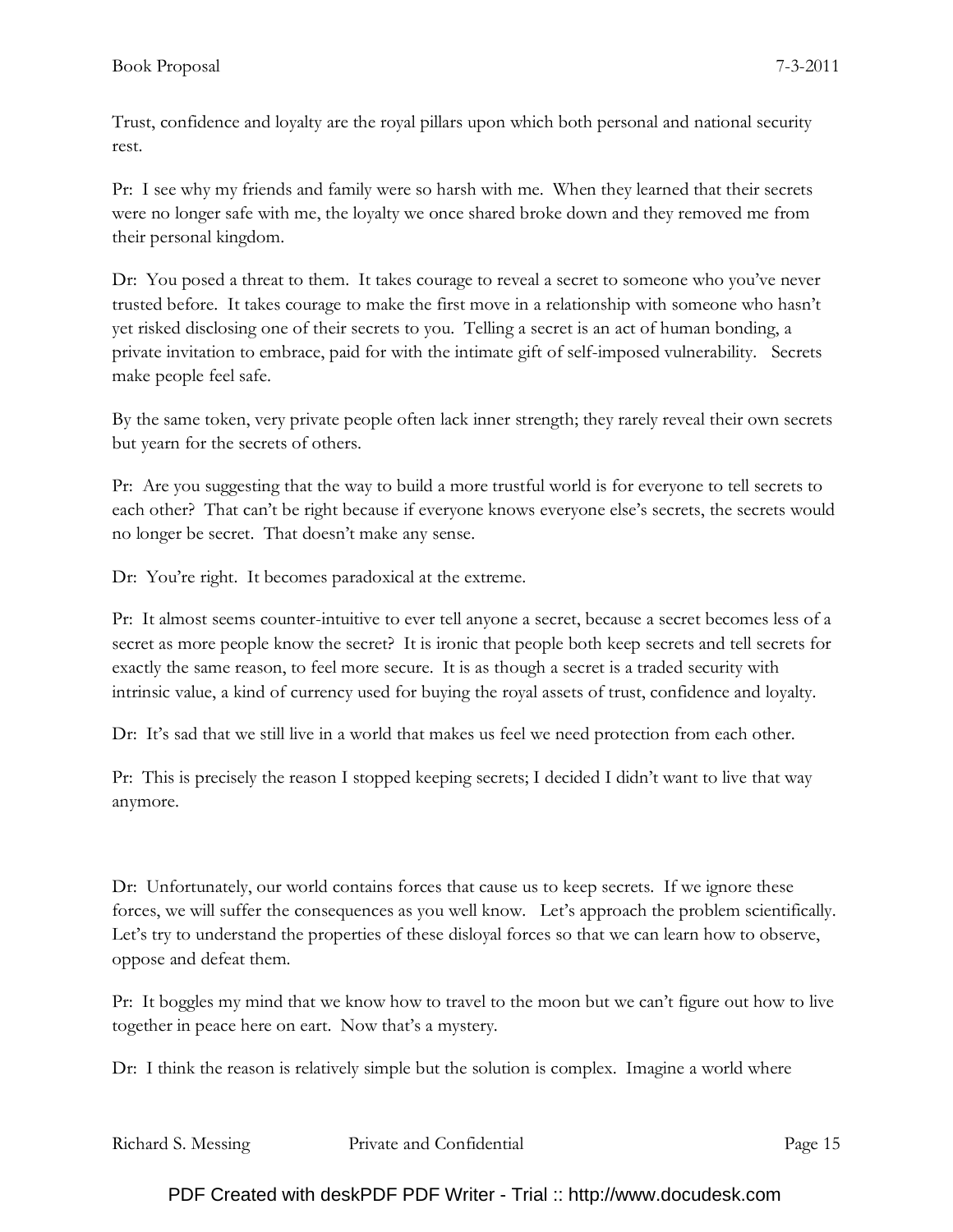Trust, confidence and loyalty are the royal pillars upon which both personal and national security rest.

Pr: I see why my friends and family were so harsh with me. When they learned that their secrets were no longer safe with me, the loyalty we once shared broke down and they removed me from their personal kingdom.

Dr: You posed a threat to them. It takes courage to reveal a secret to someone who you've never trusted before. It takes courage to make the first move in a relationship with someone who hasn't yet risked disclosing one of their secrets to you. Telling a secret is an act of human bonding, a private invitation to embrace, paid for with the intimate gift of self-imposed vulnerability. Secrets make people feel safe.

By the same token, very private people often lack inner strength; they rarely reveal their own secrets but yearn for the secrets of others.

Pr: Are you suggesting that the way to build a more trustful world is for everyone to tell secrets to each other? That can't be right because if everyone knows everyone else's secrets, the secrets would no longer be secret. That doesn't make any sense.

Dr: You're right. It becomes paradoxical at the extreme.

Pr: It almost seems counter-intuitive to ever tell anyone a secret, because a secret becomes less of a secret as more people know the secret? It is ironic that people both keep secrets and tell secrets for exactly the same reason, to feel more secure. It is as though a secret is a traded security with intrinsic value, a kind of currency used for buying the royal assets of trust, confidence and loyalty.

Dr: It's sad that we still live in a world that makes us feel we need protection from each other.

Pr: This is precisely the reason I stopped keeping secrets; I decided I didn't want to live that way anymore.

Dr: Unfortunately, our world contains forces that cause us to keep secrets. If we ignore these forces, we will suffer the consequences as you well know. Let's approach the problem scientifically. Let's try to understand the properties of these disloyal forces so that we can learn how to observe, oppose and defeat them.

Pr: It boggles my mind that we know how to travel to the moon but we can't figure out how to live together in peace here on eart. Now that's a mystery.

Dr: I think the reason is relatively simple but the solution is complex. Imagine a world where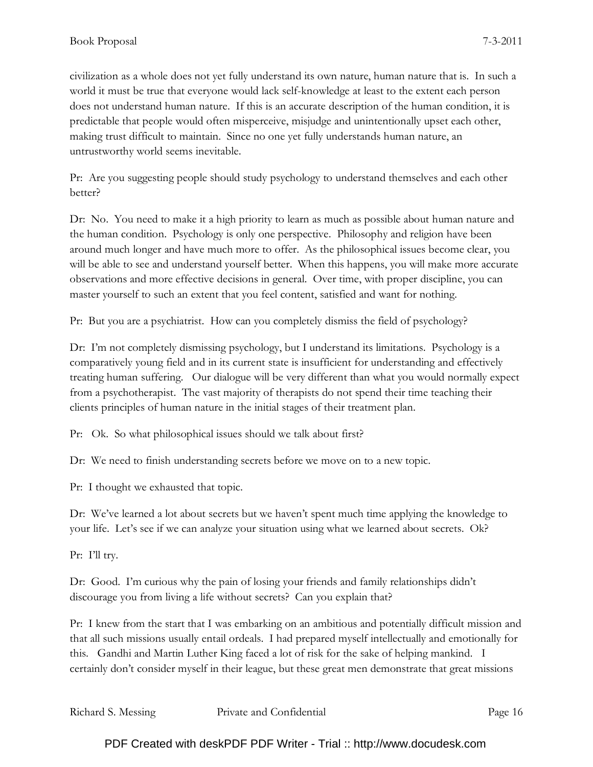civilization as a whole does not yet fully understand its own nature, human nature that is. In such a world it must be true that everyone would lack self-knowledge at least to the extent each person does not understand human nature. If this is an accurate description of the human condition, it is predictable that people would often misperceive, misjudge and unintentionally upset each other, making trust difficult to maintain. Since no one yet fully understands human nature, an untrustworthy world seems inevitable.

Pr: Are you suggesting people should study psychology to understand themselves and each other better?

Dr: No. You need to make it a high priority to learn as much as possible about human nature and the human condition. Psychology is only one perspective. Philosophy and religion have been around much longer and have much more to offer. As the philosophical issues become clear, you will be able to see and understand yourself better. When this happens, you will make more accurate observations and more effective decisions in general. Over time, with proper discipline, you can master yourself to such an extent that you feel content, satisfied and want for nothing.

Pr: But you are a psychiatrist. How can you completely dismiss the field of psychology?

Dr: I'm not completely dismissing psychology, but I understand its limitations. Psychology is a comparatively young field and in its current state is insufficient for understanding and effectively treating human suffering. Our dialogue will be very different than what you would normally expect from a psychotherapist. The vast majority of therapists do not spend their time teaching their clients principles of human nature in the initial stages of their treatment plan.

Pr: Ok. So what philosophical issues should we talk about first?

Dr: We need to finish understanding secrets before we move on to a new topic.

Pr: I thought we exhausted that topic.

Dr: We've learned a lot about secrets but we haven't spent much time applying the knowledge to your life. Let's see if we can analyze your situation using what we learned about secrets. Ok?

Pr: I'll try.

Dr: Good. I'm curious why the pain of losing your friends and family relationships didn't discourage you from living a life without secrets? Can you explain that?

Pr: I knew from the start that I was embarking on an ambitious and potentially difficult mission and that all such missions usually entail ordeals. I had prepared myself intellectually and emotionally for this. Gandhi and Martin Luther King faced a lot of risk for the sake of helping mankind. I certainly don't consider myself in their league, but these great men demonstrate that great missions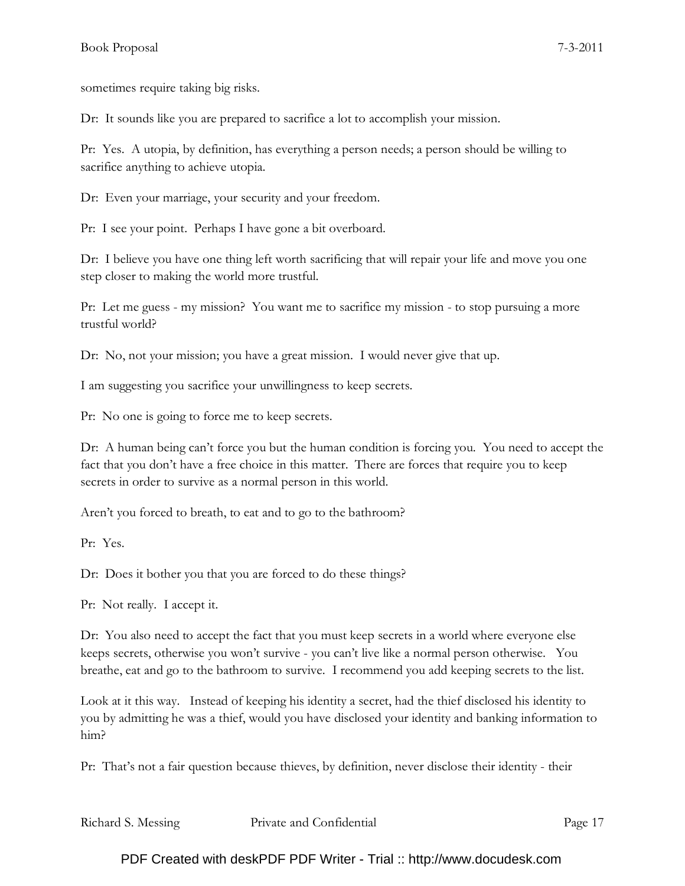sometimes require taking big risks.

Dr: It sounds like you are prepared to sacrifice a lot to accomplish your mission.

Pr: Yes. A utopia, by definition, has everything a person needs; a person should be willing to sacrifice anything to achieve utopia.

Dr: Even your marriage, your security and your freedom.

Pr: I see your point. Perhaps I have gone a bit overboard.

Dr: I believe you have one thing left worth sacrificing that will repair your life and move you one step closer to making the world more trustful.

Pr: Let me guess - my mission? You want me to sacrifice my mission - to stop pursuing a more trustful world?

Dr: No, not your mission; you have a great mission. I would never give that up.

I am suggesting you sacrifice your unwillingness to keep secrets.

Pr: No one is going to force me to keep secrets.

Dr: A human being can't force you but the human condition is forcing you. You need to accept the fact that you don't have a free choice in this matter. There are forces that require you to keep secrets in order to survive as a normal person in this world.

Aren't you forced to breath, to eat and to go to the bathroom?

Pr: Yes.

Dr: Does it bother you that you are forced to do these things?

Pr: Not really. I accept it.

Dr: You also need to accept the fact that you must keep secrets in a world where everyone else keeps secrets, otherwise you won't survive - you can't live like a normal person otherwise. You breathe, eat and go to the bathroom to survive. I recommend you add keeping secrets to the list.

Look at it this way. Instead of keeping his identity a secret, had the thief disclosed his identity to you by admitting he was a thief, would you have disclosed your identity and banking information to him?

Pr: That's not a fair question because thieves, by definition, never disclose their identity - their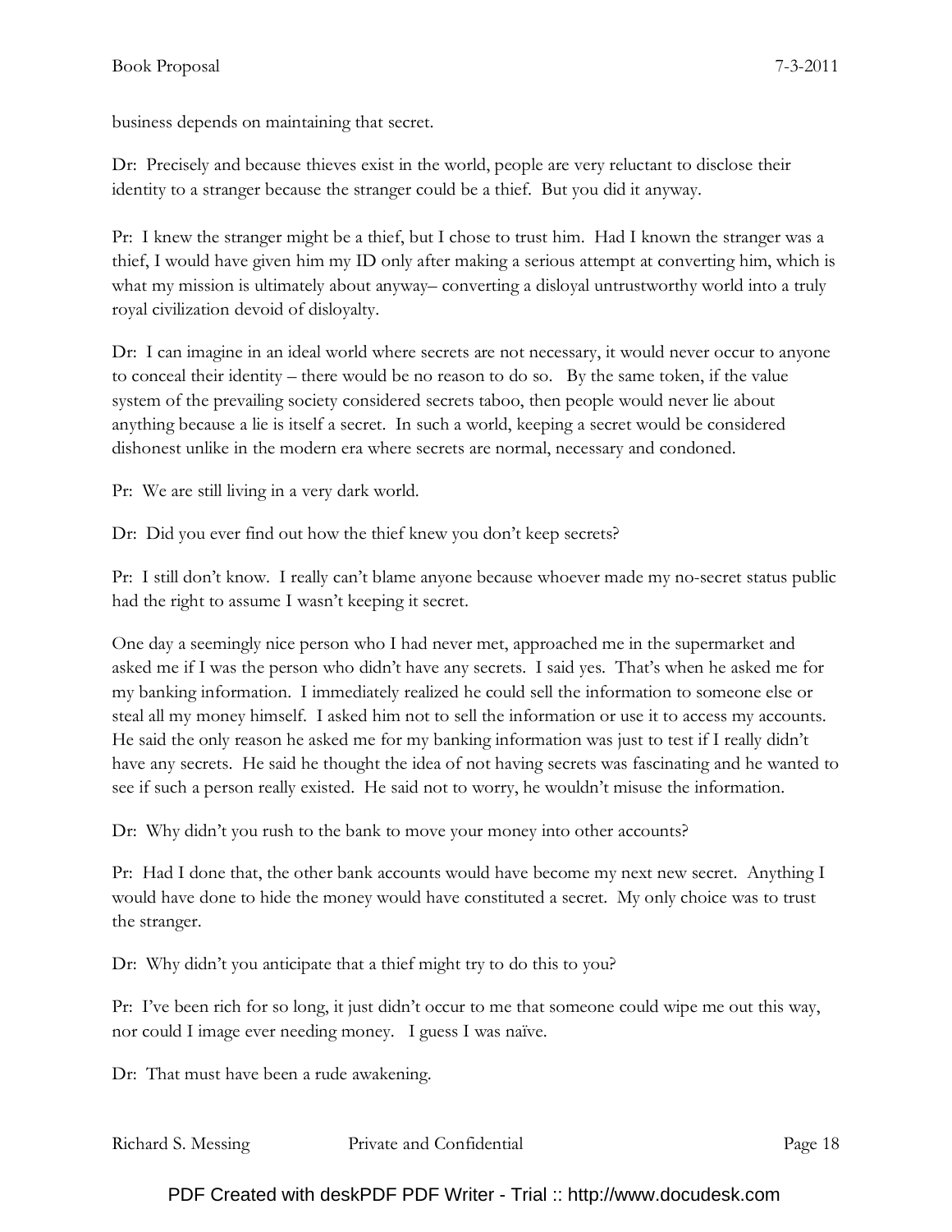business depends on maintaining that secret.

Dr: Precisely and because thieves exist in the world, people are very reluctant to disclose their identity to a stranger because the stranger could be a thief. But you did it anyway.

Pr: I knew the stranger might be a thief, but I chose to trust him. Had I known the stranger was a thief, I would have given him my ID only after making a serious attempt at converting him, which is what my mission is ultimately about anyway– converting a disloyal untrustworthy world into a truly royal civilization devoid of disloyalty.

Dr: I can imagine in an ideal world where secrets are not necessary, it would never occur to anyone to conceal their identity – there would be no reason to do so. By the same token, if the value system of the prevailing society considered secrets taboo, then people would never lie about anything because a lie is itself a secret. In such a world, keeping a secret would be considered dishonest unlike in the modern era where secrets are normal, necessary and condoned.

Pr: We are still living in a very dark world.

Dr: Did you ever find out how the thief knew you don't keep secrets?

Pr: I still don't know. I really can't blame anyone because whoever made my no-secret status public had the right to assume I wasn't keeping it secret.

One day a seemingly nice person who I had never met, approached me in the supermarket and asked me if I was the person who didn't have any secrets. I said yes. That's when he asked me for my banking information. I immediately realized he could sell the information to someone else or steal all my money himself. I asked him not to sell the information or use it to access my accounts. He said the only reason he asked me for my banking information was just to test if I really didn't have any secrets. He said he thought the idea of not having secrets was fascinating and he wanted to see if such a person really existed. He said not to worry, he wouldn't misuse the information.

Dr: Why didn't you rush to the bank to move your money into other accounts?

Pr: Had I done that, the other bank accounts would have become my next new secret. Anything I would have done to hide the money would have constituted a secret. My only choice was to trust the stranger.

Dr: Why didn't you anticipate that a thief might try to do this to you?

Pr: I've been rich for so long, it just didn't occur to me that someone could wipe me out this way, nor could I image ever needing money. I guess I was naïve.

Dr: That must have been a rude awakening.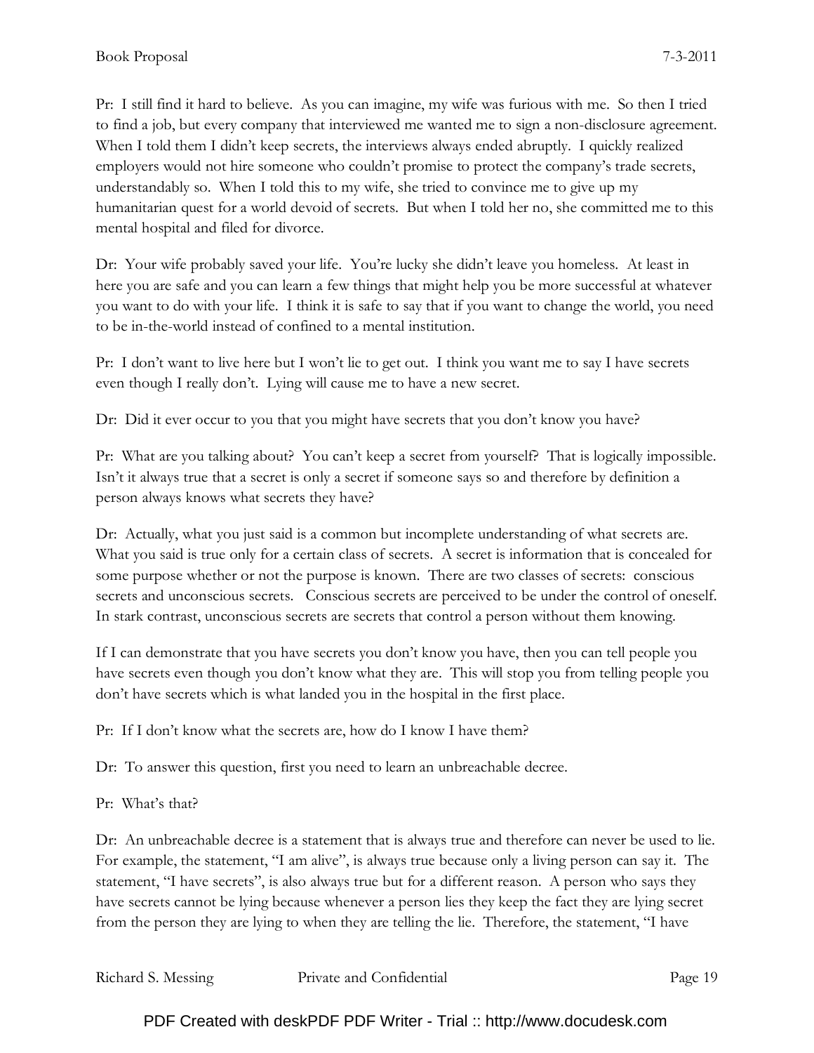Pr: I still find it hard to believe. As you can imagine, my wife was furious with me. So then I tried to find a job, but every company that interviewed me wanted me to sign a non-disclosure agreement. When I told them I didn't keep secrets, the interviews always ended abruptly. I quickly realized employers would not hire someone who couldn't promise to protect the company's trade secrets, understandably so. When I told this to my wife, she tried to convince me to give up my humanitarian quest for a world devoid of secrets. But when I told her no, she committed me to this mental hospital and filed for divorce.

Dr: Your wife probably saved your life. You're lucky she didn't leave you homeless. At least in here you are safe and you can learn a few things that might help you be more successful at whatever you want to do with your life. I think it is safe to say that if you want to change the world, you need to be in-the-world instead of confined to a mental institution.

Pr: I don't want to live here but I won't lie to get out. I think you want me to say I have secrets even though I really don't. Lying will cause me to have a new secret.

Dr: Did it ever occur to you that you might have secrets that you don't know you have?

Pr: What are you talking about? You can't keep a secret from yourself? That is logically impossible. Isn't it always true that a secret is only a secret if someone says so and therefore by definition a person always knows what secrets they have?

Dr: Actually, what you just said is a common but incomplete understanding of what secrets are. What you said is true only for a certain class of secrets. A secret is information that is concealed for some purpose whether or not the purpose is known. There are two classes of secrets: conscious secrets and unconscious secrets. Conscious secrets are perceived to be under the control of oneself. In stark contrast, unconscious secrets are secrets that control a person without them knowing.

If I can demonstrate that you have secrets you don't know you have, then you can tell people you have secrets even though you don't know what they are. This will stop you from telling people you don't have secrets which is what landed you in the hospital in the first place.

Pr: If I don't know what the secrets are, how do I know I have them?

Dr: To answer this question, first you need to learn an unbreachable decree.

Pr: What's that?

Dr: An unbreachable decree is a statement that is always true and therefore can never be used to lie. For example, the statement, "I am alive", is always true because only a living person can say it. The statement, "I have secrets", is also always true but for a different reason. A person who says they have secrets cannot be lying because whenever a person lies they keep the fact they are lying secret from the person they are lying to when they are telling the lie. Therefore, the statement, "I have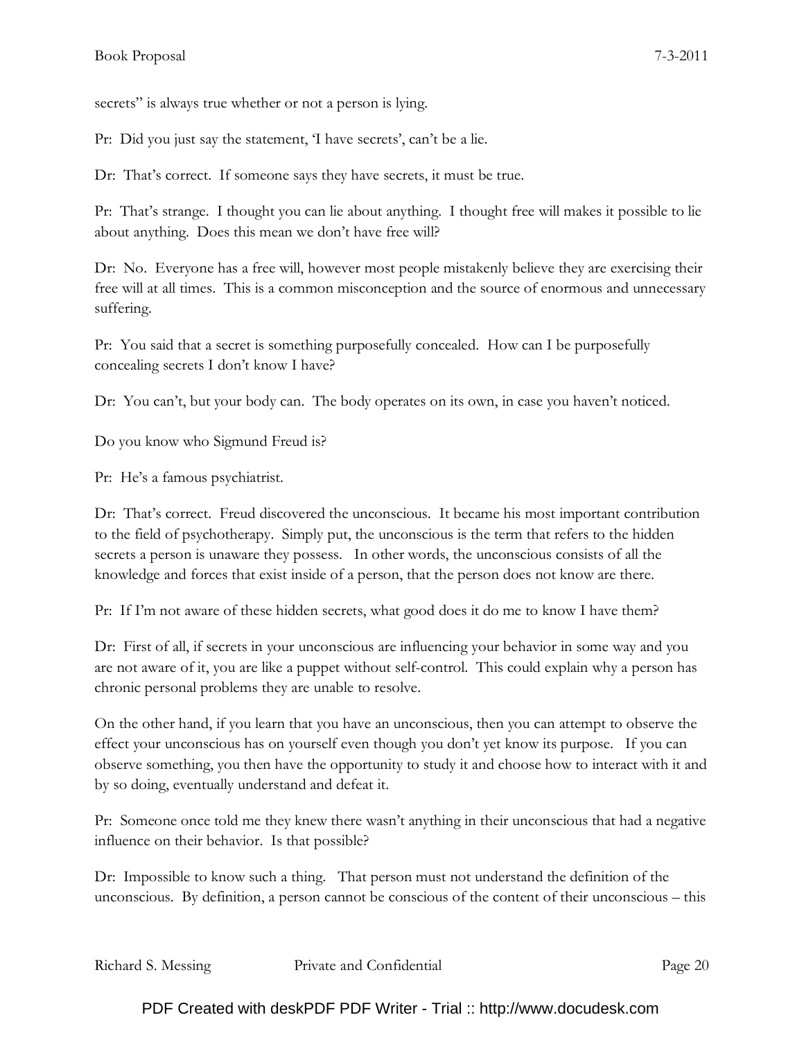secrets" is always true whether or not a person is lying.

Pr: Did you just say the statement, 'I have secrets', can't be a lie.

Dr: That's correct. If someone says they have secrets, it must be true.

Pr: That's strange. I thought you can lie about anything. I thought free will makes it possible to lie about anything. Does this mean we don't have free will?

Dr: No. Everyone has a free will, however most people mistakenly believe they are exercising their free will at all times. This is a common misconception and the source of enormous and unnecessary suffering.

Pr: You said that a secret is something purposefully concealed. How can I be purposefully concealing secrets I don't know I have?

Dr: You can't, but your body can. The body operates on its own, in case you haven't noticed.

Do you know who Sigmund Freud is?

Pr: He's a famous psychiatrist.

Dr: That's correct. Freud discovered the unconscious. It became his most important contribution to the field of psychotherapy. Simply put, the unconscious is the term that refers to the hidden secrets a person is unaware they possess. In other words, the unconscious consists of all the knowledge and forces that exist inside of a person, that the person does not know are there.

Pr: If I'm not aware of these hidden secrets, what good does it do me to know I have them?

Dr: First of all, if secrets in your unconscious are influencing your behavior in some way and you are not aware of it, you are like a puppet without self-control. This could explain why a person has chronic personal problems they are unable to resolve.

On the other hand, if you learn that you have an unconscious, then you can attempt to observe the effect your unconscious has on yourself even though you don't yet know its purpose. If you can observe something, you then have the opportunity to study it and choose how to interact with it and by so doing, eventually understand and defeat it.

Pr: Someone once told me they knew there wasn't anything in their unconscious that had a negative influence on their behavior. Is that possible?

Dr: Impossible to know such a thing. That person must not understand the definition of the unconscious. By definition, a person cannot be conscious of the content of their unconscious – this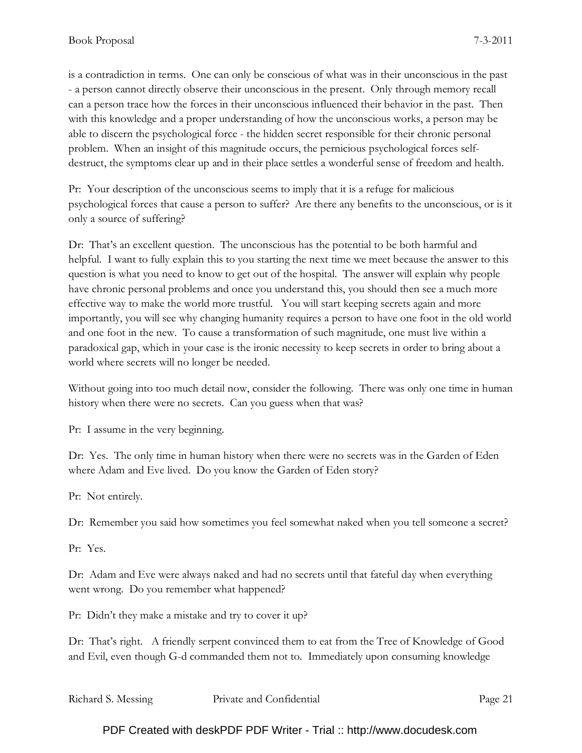is a contradiction in terms. One can only be conscious of what was in their unconscious in the past - a person cannot directly observe their unconscious in the present. Only through memory recall can a person trace how the forces in their unconscious influenced their behavior in the past. Then with this knowledge and a proper understanding of how the unconscious works, a person may be able to discern the psychological force - the hidden secret responsible for their chronic personal problem. When an insight of this magnitude occurs, the pernicious psychological forces self-destruct, the symptoms clear up and in their place settles a wonderful sense of freedom and health.

Pr: Your description of the unconscious seems to imply that it is a refuge for malicious psychological forces that cause a person to suffer? Are there any benefits to the unconscious, or is it only a source of suffering?

Dr: That's an excellent question. The unconscious has the potential to be both harmful and helpful. I want to fully explain this to you starting the next time we meet because the answer to this question is what you need to know to get out of the hospital. The answer will explain why people have chronic personal problems and once you understand this, you should then see a much more effective way to make the world more trustful. You will start keeping secrets again and more importantly, you will see why changing humanity requires a person to have one foot in the old world and one foot in the new. To cause a transformation of such magnitude, one must live within a paradoxical gap, which in your case is the ironic necessity to keep secrets in order to bring about a world where secrets will no longer be needed.

Without going into too much detail now, consider the following. There was only one time in human history when there were no secrets. Can you guess when that was?

Pr: I assume in the very beginning.

Dr: Yes. The only time in human history when there were no secrets was in the Garden of Eden where Adam and Eve lived. Do you know the Garden of Eden story?

Pr: Not entirely.

Dr: Remember you said how sometimes you feel somewhat naked when you tell someone a secret?

Pr: Yes.

Dr: Adam and Eve were always naked and had no secrets until that fateful day when everything went wrong. Do you remember what happened?

Pr: Didn't they make a mistake and try to cover it up?

Dr: That's right. A friendly serpent convinced them to eat from the Tree of Knowledge of Good and Evil, even though G-d commanded them not to. Immediately upon consuming knowledge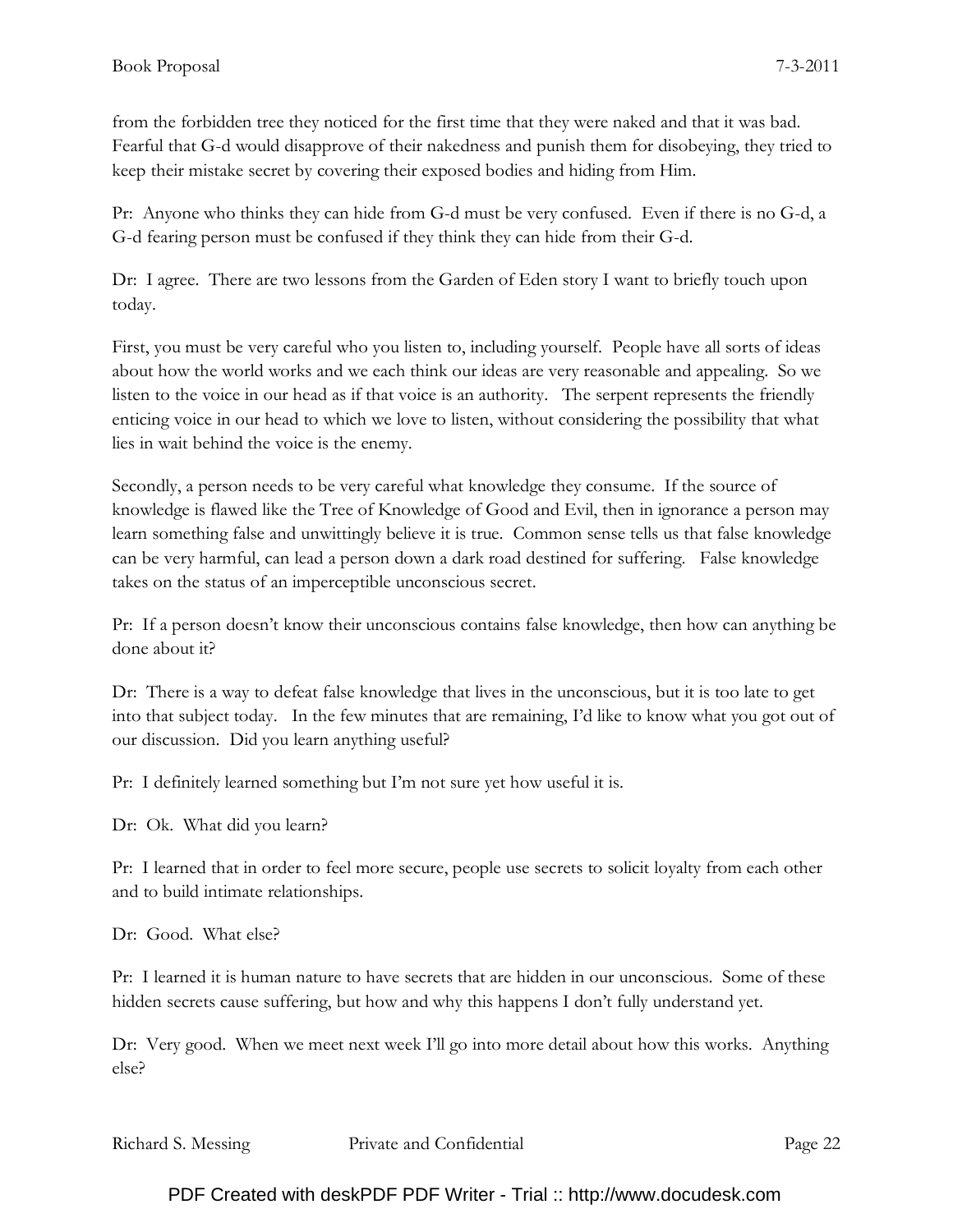from the forbidden tree they noticed for the first time that they were naked and that it was bad. Fearful that G-d would disapprove of their nakedness and punish them for disobeying, they tried to keep their mistake secret by covering their exposed bodies and hiding from Him.

Pr: Anyone who thinks they can hide from G-d must be very confused. Even if there is no G-d, a G-d fearing person must be confused if they think they can hide from their G-d.

Dr: I agree. There are two lessons from the Garden of Eden story I want to briefly touch upon today.

First, you must be very careful who you listen to, including yourself. People have all sorts of ideas about how the world works and we each think our ideas are very reasonable and appealing. So we listen to the voice in our head as if that voice is an authority. The serpent represents the friendly enticing voice in our head to which we love to listen, without considering the possibility that what lies in wait behind the voice is the enemy.

Secondly, a person needs to be very careful what knowledge they consume. If the source of knowledge is flawed like the Tree of Knowledge of Good and Evil, then in ignorance a person may learn something false and unwittingly believe it is true. Common sense tells us that false knowledge can be very harmful, can lead a person down a dark road destined for suffering. False knowledge takes on the status of an imperceptible unconscious secret.

Pr: If a person doesn't know their unconscious contains false knowledge, then how can anything be done about it?

Dr: There is a way to defeat false knowledge that lives in the unconscious, but it is too late to get into that subject today. In the few minutes that are remaining, I'd like to know what you got out of our discussion. Did you learn anything useful?

Pr: I definitely learned something but I'm not sure yet how useful it is.

Dr: Ok. What did you learn?

Pr: I learned that in order to feel more secure, people use secrets to solicit loyalty from each other and to build intimate relationships.

Dr: Good. What else?

Pr: I learned it is human nature to have secrets that are hidden in our unconscious. Some of these hidden secrets cause suffering, but how and why this happens I don't fully understand yet.

Dr: Very good. When we meet next week I'll go into more detail about how this works. Anything else?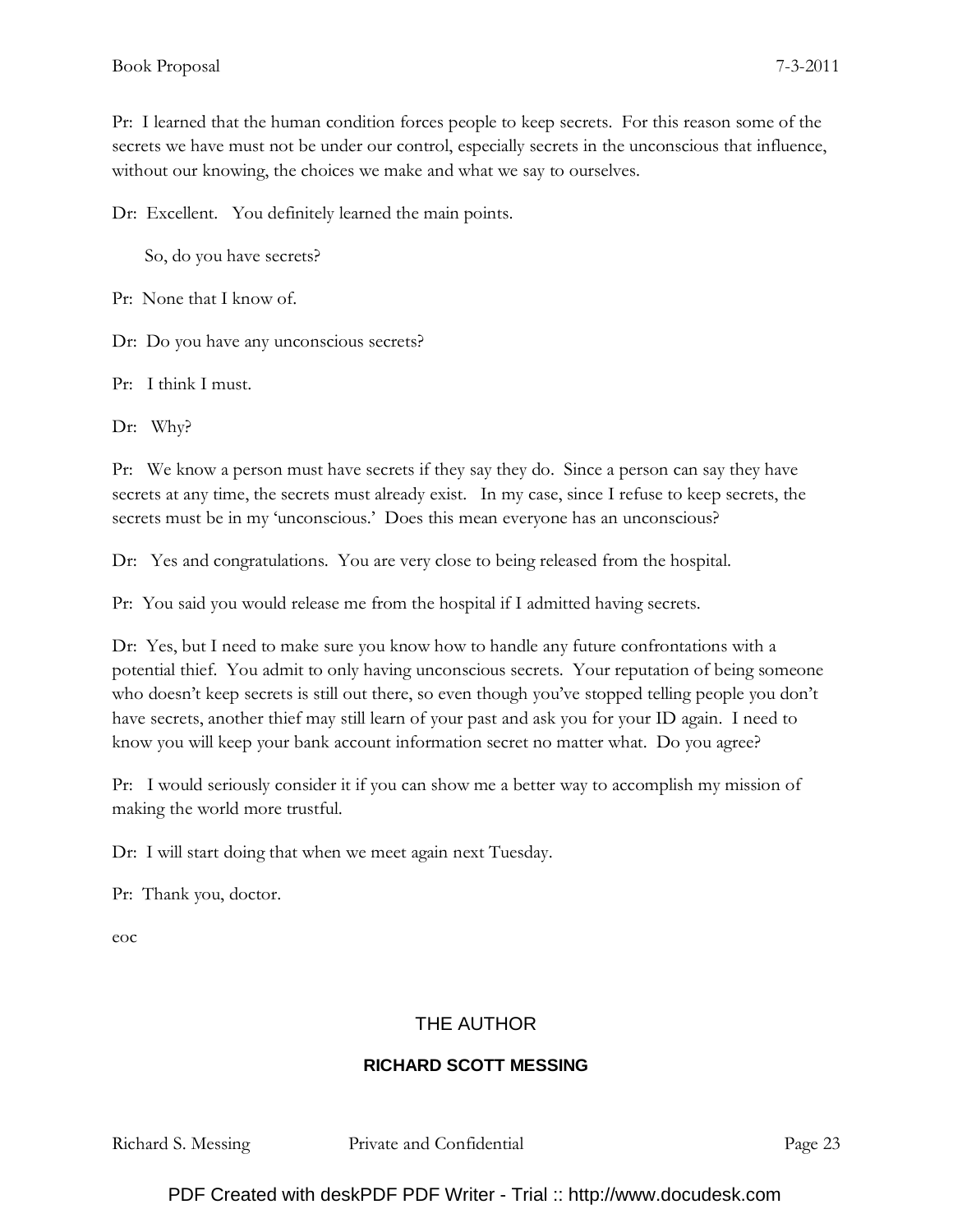Pr: I learned that the human condition forces people to keep secrets. For this reason some of the secrets we have must not be under our control, especially secrets in the unconscious that influence, without our knowing, the choices we make and what we say to ourselves.

Dr: Excellent. You definitely learned the main points.

So, do you have secrets?

Pr: None that I know of.

Dr: Do you have any unconscious secrets?

Pr: I think I must.

Dr: Why?

Pr: We know a person must have secrets if they say they do. Since a person can say they have secrets at any time, the secrets must already exist. In my case, since I refuse to keep secrets, the secrets must be in my 'unconscious.' Does this mean everyone has an unconscious?

Dr: Yes and congratulations. You are very close to being released from the hospital.

Pr: You said you would release me from the hospital if I admitted having secrets.

Dr: Yes, but I need to make sure you know how to handle any future confrontations with a potential thief. You admit to only having unconscious secrets. Your reputation of being someone who doesn't keep secrets is still out there, so even though you've stopped telling people you don't have secrets, another thief may still learn of your past and ask you for your ID again. I need to know you will keep your bank account information secret no matter what. Do you agree?

Pr: I would seriously consider it if you can show me a better way to accomplish my mission of making the world more trustful.

Dr: I will start doing that when we meet again next Tuesday.

Pr: Thank you, doctor.

eoc

## THE AUTHOR

### RICHARD SCOTT MESSING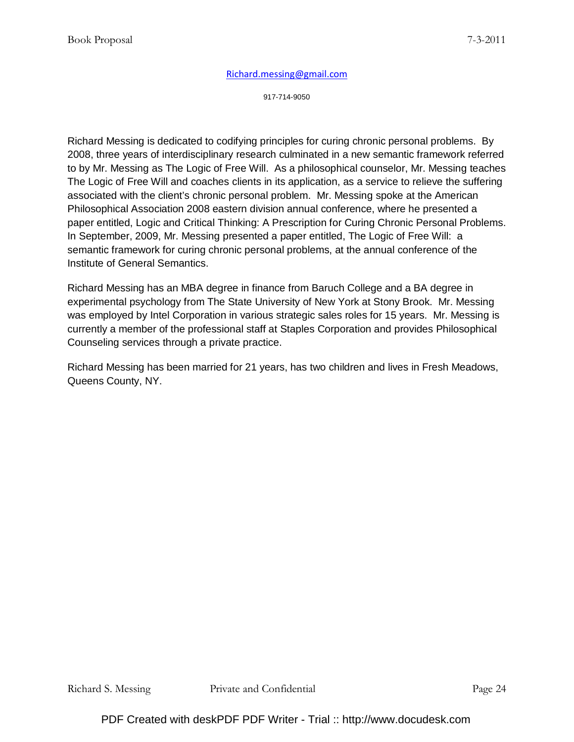Richard.messing@gmail.com

917-714-9050

Richard Messing is dedicated to codifying principles for curing chronic personal problems. By 2008, three years of interdisciplinary research culminated in a new semantic framework referred to by Mr. Messing as The Logic of Free Will. As a philosophical counselor, Mr. Messing teaches The Logic of Free Will and coaches clients in its application, as a service to relieve the suffering associated with the client's chronic personal problem. Mr. Messing spoke at the American Philosophical Association 2008 eastern division annual conference, where he presented a paper entitled, Logic and Critical Thinking: A Prescription for Curing Chronic Personal Problems. In September, 2009, Mr. Messing presented a paper entitled, The Logic of Free Will: a semantic framework for curing chronic personal problems, at the annual conference of the Institute of General Semantics.

Richard Messing has an MBA degree in finance from Baruch College and a BA degree in experimental psychology from The State University of New York at Stony Brook. Mr. Messing was employed by Intel Corporation in various strategic sales roles for 15 years. Mr. Messing is currently a member of the professional staff at Staples Corporation and provides Philosophical Counseling services through a private practice.

Richard Messing has been married for 21 years, has two children and lives in Fresh Meadows, Queens County, NY.